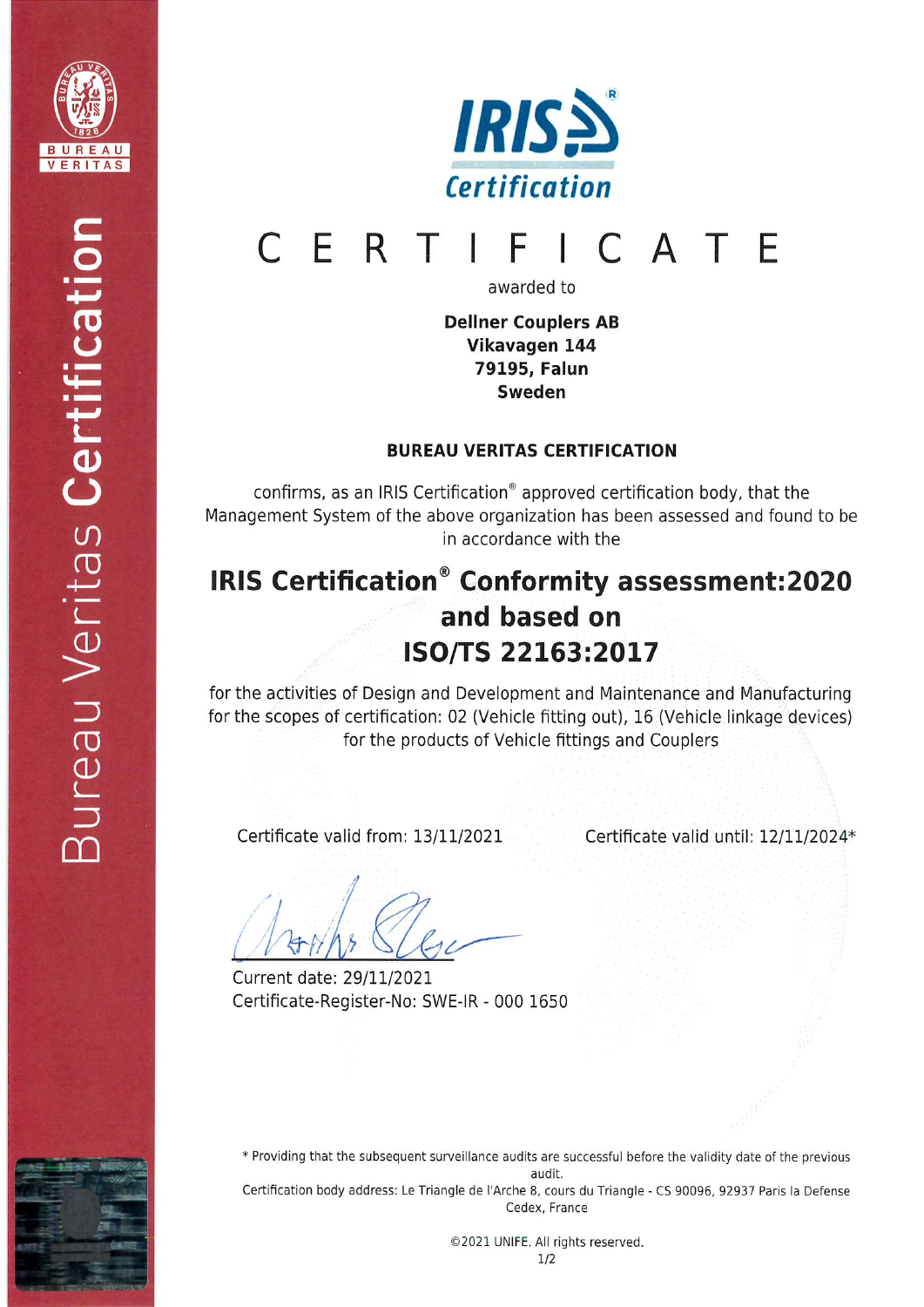IRIS Certification

# CERTIFICATE

awarded to

**Dellner Couplers AB**
**Vikavagen 144**
**79195, Falun**
**Sweden**

**BUREAU VERITAS CERTIFICATION**

confirms, as an IRIS Certification® approved certification body, that the Management System of the above organization has been assessed and found to be in accordance with the

## IRIS Certification® Conformity assessment:2020 and based on ISO/TS 22163:2017

for the activities of Design and Development and Maintenance and Manufacturing for the scopes of certification: 02 (Vehicle fitting out), 16 (Vehicle linkage devices) for the products of Vehicle fittings and Couplers

Certificate valid from: 13/11/2021

Certificate valid until: 12/11/2024*

Current date: 29/11/2021
Certificate-Register-No: SWE-IR - 000 1650

\* Providing that the subsequent surveillance audits are successful before the validity date of the previous audit.
Certification body address: Le Triangle de l'Arche 8, cours du Triangle - CS 90096, 92937 Paris la Defense Cedex, France

©2021 UNIFE. All rights reserved.

Bureau Veritas Certification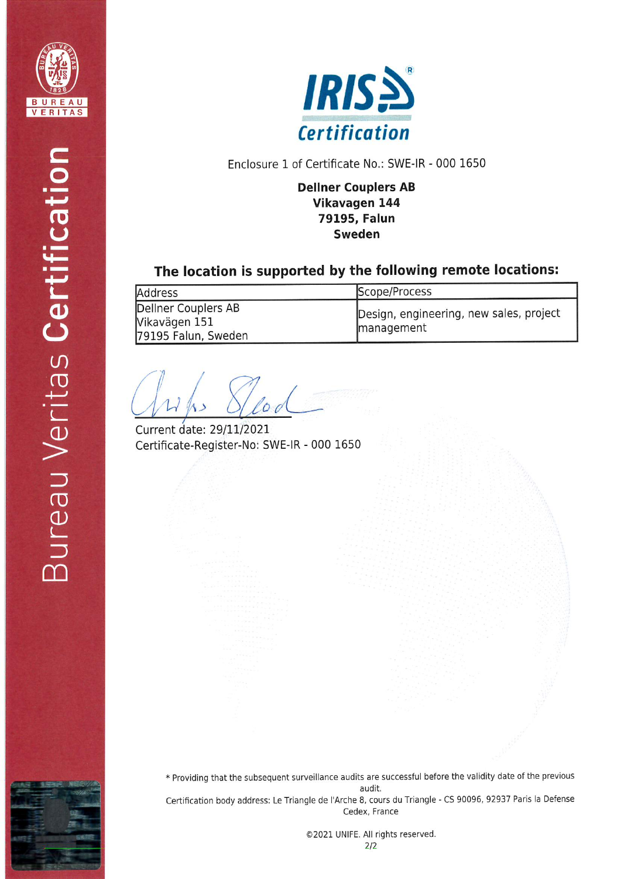Bureau Veritas Certification

IRIS Certification

Enclosure 1 of Certificate No.: SWE-IR - 000 1650

**Dellner Couplers AB**
**Vikavagen 144**
**79195, Falun**
**Sweden**

## The location is supported by the following remote locations:

| Address | Scope/Process |
|---|---|
| Dellner Couplers AB<br>Vikavägen 151<br>79195 Falun, Sweden | Design, engineering, new sales, project management |

Current date: 29/11/2021
Certificate-Register-No: SWE-IR - 000 1650

\* Providing that the subsequent surveillance audits are successful before the validity date of the previous audit.
Certification body address: Le Triangle de l'Arche 8, cours du Triangle - CS 90096, 92937 Paris la Defense Cedex, France

©2021 UNIFE. All rights reserved.